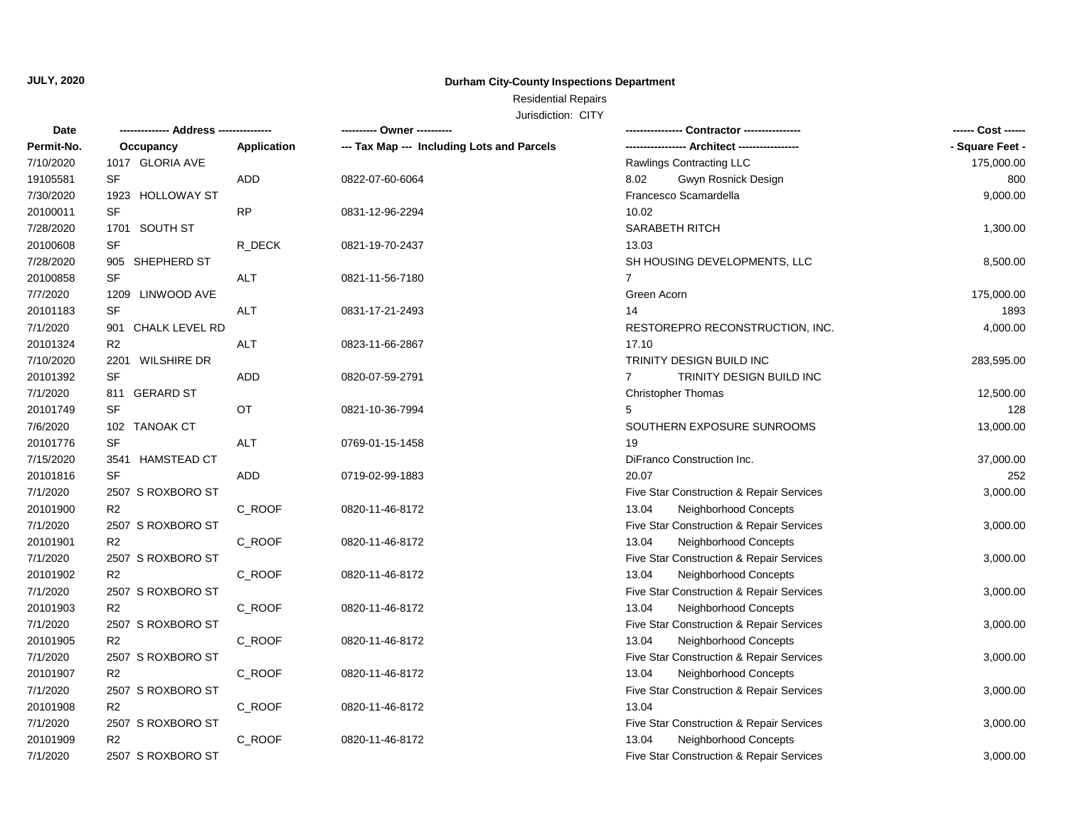**JULY, 2020**

**Durham City-County Inspections Department**

Residential Repairs

Jurisdiction: CITY

| Date / Permit-No. | Address / Occupancy | Application | Owner / Tax Map --- Including Lots and Parcels | Contractor / Architect | | Cost / Square Feet |
|---|---|---|---|---|---|---|
| 7/10/2020 | 1017 GLORIA AVE | | | Rawlings Contracting LLC | | 175,000.00 |
| 19105581 | SF | ADD | 0822-07-60-6064 | 8.02 | Gwyn Rosnick Design | 800 |
| 7/30/2020 | 1923 HOLLOWAY ST | | | Francesco Scamardella | | 9,000.00 |
| 20100011 | SF | RP | 0831-12-96-2294 | 10.02 | | |
| 7/28/2020 | 1701 SOUTH ST | | | SARABETH RITCH | | 1,300.00 |
| 20100608 | SF | R_DECK | 0821-19-70-2437 | 13.03 | | |
| 7/28/2020 | 905 SHEPHERD ST | | | SH HOUSING DEVELOPMENTS, LLC | | 8,500.00 |
| 20100858 | SF | ALT | 0821-11-56-7180 | 7 | | |
| 7/7/2020 | 1209 LINWOOD AVE | | | Green Acorn | | 175,000.00 |
| 20101183 | SF | ALT | 0831-17-21-2493 | 14 | | 1893 |
| 7/1/2020 | 901 CHALK LEVEL RD | | | RESTOREPRO RECONSTRUCTION, INC. | | 4,000.00 |
| 20101324 | R2 | ALT | 0823-11-66-2867 | 17.10 | | |
| 7/10/2020 | 2201 WILSHIRE DR | | | TRINITY DESIGN BUILD INC | | 283,595.00 |
| 20101392 | SF | ADD | 0820-07-59-2791 | 7 | TRINITY DESIGN BUILD INC | |
| 7/1/2020 | 811 GERARD ST | | | Christopher Thomas | | 12,500.00 |
| 20101749 | SF | OT | 0821-10-36-7994 | 5 | | 128 |
| 7/6/2020 | 102 TANOAK CT | | | SOUTHERN EXPOSURE SUNROOMS | | 13,000.00 |
| 20101776 | SF | ALT | 0769-01-15-1458 | 19 | | |
| 7/15/2020 | 3541 HAMSTEAD CT | | | DiFranco Construction Inc. | | 37,000.00 |
| 20101816 | SF | ADD | 0719-02-99-1883 | 20.07 | | 252 |
| 7/1/2020 | 2507 S ROXBORO ST | | | Five Star Construction & Repair Services | | 3,000.00 |
| 20101900 | R2 | C_ROOF | 0820-11-46-8172 | 13.04 | Neighborhood Concepts | |
| 7/1/2020 | 2507 S ROXBORO ST | | | Five Star Construction & Repair Services | | 3,000.00 |
| 20101901 | R2 | C_ROOF | 0820-11-46-8172 | 13.04 | Neighborhood Concepts | |
| 7/1/2020 | 2507 S ROXBORO ST | | | Five Star Construction & Repair Services | | 3,000.00 |
| 20101902 | R2 | C_ROOF | 0820-11-46-8172 | 13.04 | Neighborhood Concepts | |
| 7/1/2020 | 2507 S ROXBORO ST | | | Five Star Construction & Repair Services | | 3,000.00 |
| 20101903 | R2 | C_ROOF | 0820-11-46-8172 | 13.04 | Neighborhood Concepts | |
| 7/1/2020 | 2507 S ROXBORO ST | | | Five Star Construction & Repair Services | | 3,000.00 |
| 20101905 | R2 | C_ROOF | 0820-11-46-8172 | 13.04 | Neighborhood Concepts | |
| 7/1/2020 | 2507 S ROXBORO ST | | | Five Star Construction & Repair Services | | 3,000.00 |
| 20101907 | R2 | C_ROOF | 0820-11-46-8172 | 13.04 | Neighborhood Concepts | |
| 7/1/2020 | 2507 S ROXBORO ST | | | Five Star Construction & Repair Services | | 3,000.00 |
| 20101908 | R2 | C_ROOF | 0820-11-46-8172 | 13.04 | | |
| 7/1/2020 | 2507 S ROXBORO ST | | | Five Star Construction & Repair Services | | 3,000.00 |
| 20101909 | R2 | C_ROOF | 0820-11-46-8172 | 13.04 | Neighborhood Concepts | |
| 7/1/2020 | 2507 S ROXBORO ST | | | Five Star Construction & Repair Services | | 3,000.00 |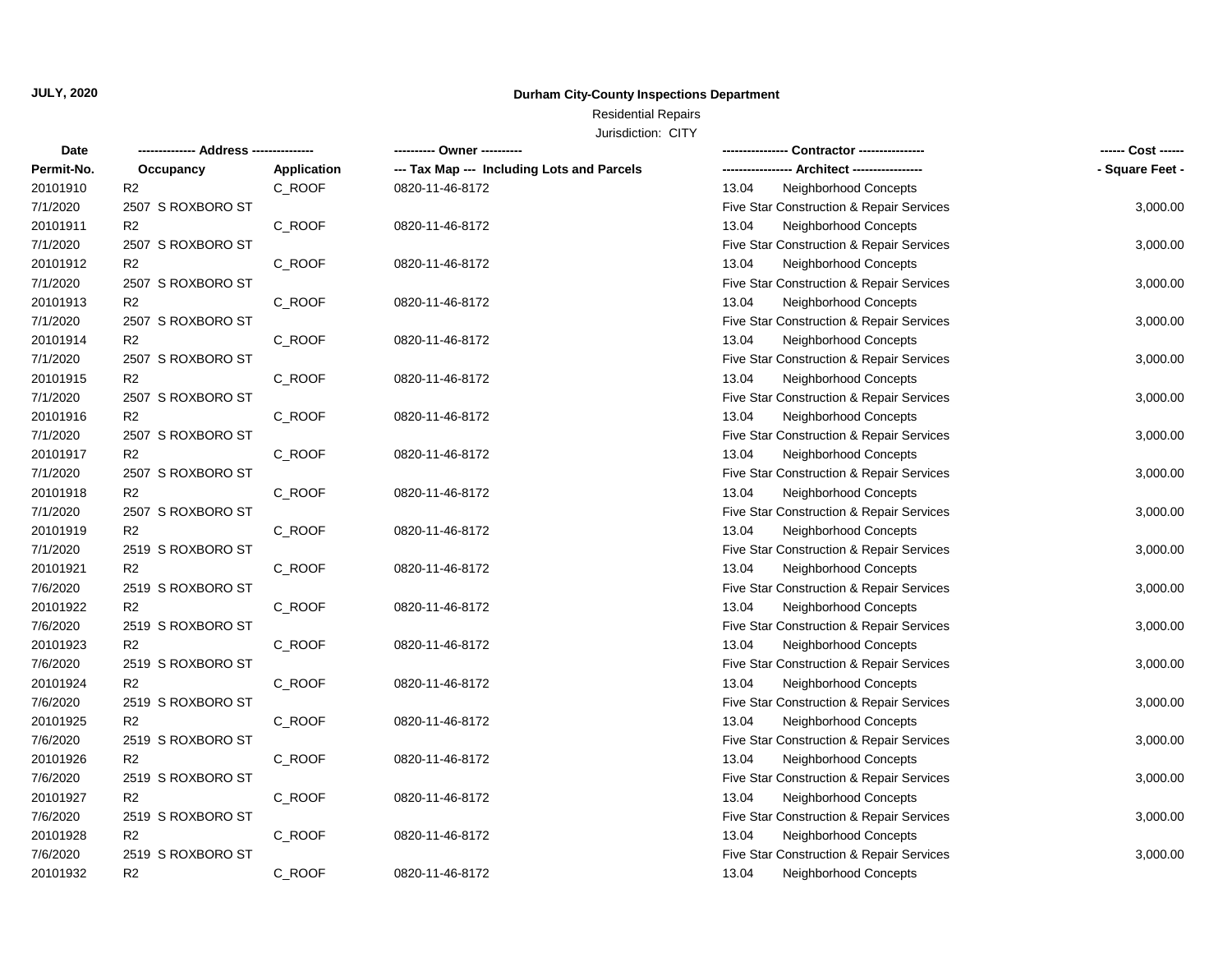**JULY, 2020**

**Durham City-County Inspections Department**

Residential Repairs

Jurisdiction: CITY

| Date<br>Permit-No. | ------------- Address --------------<br>Occupancy | Application | ---------- Owner ----------<br>--- Tax Map --- Including Lots and Parcels | ---------------- Contractor ----------------<br>----------------- Architect ----------------- | ------ Cost ------<br>- Square Feet - |
|---|---|---|---|---|---|
| 20101910 | R2 | C_ROOF | 0820-11-46-8172 | 13.04 Neighborhood Concepts | |
| 7/1/2020 | 2507 S ROXBORO ST | | | Five Star Construction & Repair Services | 3,000.00 |
| 20101911 | R2 | C_ROOF | 0820-11-46-8172 | 13.04 Neighborhood Concepts | |
| 7/1/2020 | 2507 S ROXBORO ST | | | Five Star Construction & Repair Services | 3,000.00 |
| 20101912 | R2 | C_ROOF | 0820-11-46-8172 | 13.04 Neighborhood Concepts | |
| 7/1/2020 | 2507 S ROXBORO ST | | | Five Star Construction & Repair Services | 3,000.00 |
| 20101913 | R2 | C_ROOF | 0820-11-46-8172 | 13.04 Neighborhood Concepts | |
| 7/1/2020 | 2507 S ROXBORO ST | | | Five Star Construction & Repair Services | 3,000.00 |
| 20101914 | R2 | C_ROOF | 0820-11-46-8172 | 13.04 Neighborhood Concepts | |
| 7/1/2020 | 2507 S ROXBORO ST | | | Five Star Construction & Repair Services | 3,000.00 |
| 20101915 | R2 | C_ROOF | 0820-11-46-8172 | 13.04 Neighborhood Concepts | |
| 7/1/2020 | 2507 S ROXBORO ST | | | Five Star Construction & Repair Services | 3,000.00 |
| 20101916 | R2 | C_ROOF | 0820-11-46-8172 | 13.04 Neighborhood Concepts | |
| 7/1/2020 | 2507 S ROXBORO ST | | | Five Star Construction & Repair Services | 3,000.00 |
| 20101917 | R2 | C_ROOF | 0820-11-46-8172 | 13.04 Neighborhood Concepts | |
| 7/1/2020 | 2507 S ROXBORO ST | | | Five Star Construction & Repair Services | 3,000.00 |
| 20101918 | R2 | C_ROOF | 0820-11-46-8172 | 13.04 Neighborhood Concepts | |
| 7/1/2020 | 2507 S ROXBORO ST | | | Five Star Construction & Repair Services | 3,000.00 |
| 20101919 | R2 | C_ROOF | 0820-11-46-8172 | 13.04 Neighborhood Concepts | |
| 7/1/2020 | 2519 S ROXBORO ST | | | Five Star Construction & Repair Services | 3,000.00 |
| 20101921 | R2 | C_ROOF | 0820-11-46-8172 | 13.04 Neighborhood Concepts | |
| 7/6/2020 | 2519 S ROXBORO ST | | | Five Star Construction & Repair Services | 3,000.00 |
| 20101922 | R2 | C_ROOF | 0820-11-46-8172 | 13.04 Neighborhood Concepts | |
| 7/6/2020 | 2519 S ROXBORO ST | | | Five Star Construction & Repair Services | 3,000.00 |
| 20101923 | R2 | C_ROOF | 0820-11-46-8172 | 13.04 Neighborhood Concepts | |
| 7/6/2020 | 2519 S ROXBORO ST | | | Five Star Construction & Repair Services | 3,000.00 |
| 20101924 | R2 | C_ROOF | 0820-11-46-8172 | 13.04 Neighborhood Concepts | |
| 7/6/2020 | 2519 S ROXBORO ST | | | Five Star Construction & Repair Services | 3,000.00 |
| 20101925 | R2 | C_ROOF | 0820-11-46-8172 | 13.04 Neighborhood Concepts | |
| 7/6/2020 | 2519 S ROXBORO ST | | | Five Star Construction & Repair Services | 3,000.00 |
| 20101926 | R2 | C_ROOF | 0820-11-46-8172 | 13.04 Neighborhood Concepts | |
| 7/6/2020 | 2519 S ROXBORO ST | | | Five Star Construction & Repair Services | 3,000.00 |
| 20101927 | R2 | C_ROOF | 0820-11-46-8172 | 13.04 Neighborhood Concepts | |
| 7/6/2020 | 2519 S ROXBORO ST | | | Five Star Construction & Repair Services | 3,000.00 |
| 20101928 | R2 | C_ROOF | 0820-11-46-8172 | 13.04 Neighborhood Concepts | |
| 7/6/2020 | 2519 S ROXBORO ST | | | Five Star Construction & Repair Services | 3,000.00 |
| 20101932 | R2 | C_ROOF | 0820-11-46-8172 | 13.04 Neighborhood Concepts | |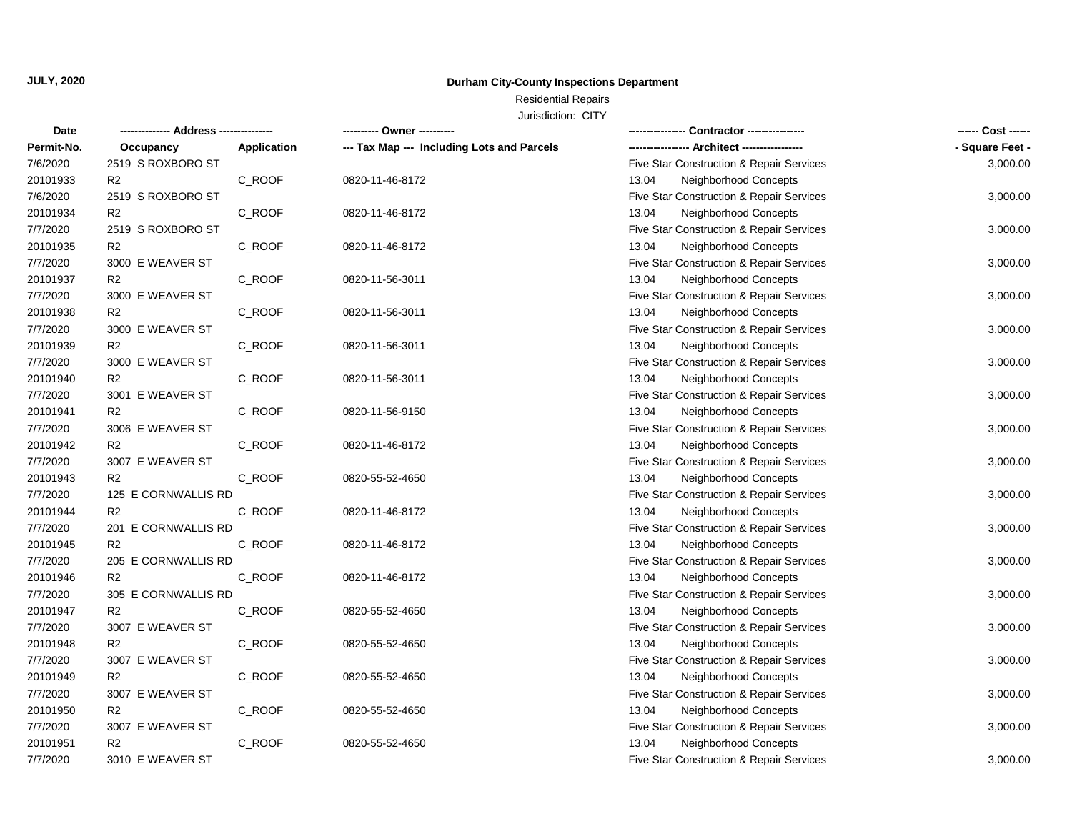**JULY, 2020**

**Durham City-County Inspections Department**

Residential Repairs

Jurisdiction: CITY

| Date | ------------- Address -------------- | | ---------- Owner ---------- | ---------------- Contractor ---------------- | ------ Cost ------ |
|---|---|---|---|---|---|
| Permit-No. | Occupancy | Application | --- Tax Map --- Including Lots and Parcels | ----------------- Architect ----------------- | - Square Feet - |
| 7/6/2020 | 2519 S ROXBORO ST | | | Five Star Construction & Repair Services | 3,000.00 |
| 20101933 | R2 | C_ROOF | 0820-11-46-8172 | 13.04 Neighborhood Concepts | |
| 7/6/2020 | 2519 S ROXBORO ST | | | Five Star Construction & Repair Services | 3,000.00 |
| 20101934 | R2 | C_ROOF | 0820-11-46-8172 | 13.04 Neighborhood Concepts | |
| 7/7/2020 | 2519 S ROXBORO ST | | | Five Star Construction & Repair Services | 3,000.00 |
| 20101935 | R2 | C_ROOF | 0820-11-46-8172 | 13.04 Neighborhood Concepts | |
| 7/7/2020 | 3000 E WEAVER ST | | | Five Star Construction & Repair Services | 3,000.00 |
| 20101937 | R2 | C_ROOF | 0820-11-56-3011 | 13.04 Neighborhood Concepts | |
| 7/7/2020 | 3000 E WEAVER ST | | | Five Star Construction & Repair Services | 3,000.00 |
| 20101938 | R2 | C_ROOF | 0820-11-56-3011 | 13.04 Neighborhood Concepts | |
| 7/7/2020 | 3000 E WEAVER ST | | | Five Star Construction & Repair Services | 3,000.00 |
| 20101939 | R2 | C_ROOF | 0820-11-56-3011 | 13.04 Neighborhood Concepts | |
| 7/7/2020 | 3000 E WEAVER ST | | | Five Star Construction & Repair Services | 3,000.00 |
| 20101940 | R2 | C_ROOF | 0820-11-56-3011 | 13.04 Neighborhood Concepts | |
| 7/7/2020 | 3001 E WEAVER ST | | | Five Star Construction & Repair Services | 3,000.00 |
| 20101941 | R2 | C_ROOF | 0820-11-56-9150 | 13.04 Neighborhood Concepts | |
| 7/7/2020 | 3006 E WEAVER ST | | | Five Star Construction & Repair Services | 3,000.00 |
| 20101942 | R2 | C_ROOF | 0820-11-46-8172 | 13.04 Neighborhood Concepts | |
| 7/7/2020 | 3007 E WEAVER ST | | | Five Star Construction & Repair Services | 3,000.00 |
| 20101943 | R2 | C_ROOF | 0820-55-52-4650 | 13.04 Neighborhood Concepts | |
| 7/7/2020 | 125 E CORNWALLIS RD | | | Five Star Construction & Repair Services | 3,000.00 |
| 20101944 | R2 | C_ROOF | 0820-11-46-8172 | 13.04 Neighborhood Concepts | |
| 7/7/2020 | 201 E CORNWALLIS RD | | | Five Star Construction & Repair Services | 3,000.00 |
| 20101945 | R2 | C_ROOF | 0820-11-46-8172 | 13.04 Neighborhood Concepts | |
| 7/7/2020 | 205 E CORNWALLIS RD | | | Five Star Construction & Repair Services | 3,000.00 |
| 20101946 | R2 | C_ROOF | 0820-11-46-8172 | 13.04 Neighborhood Concepts | |
| 7/7/2020 | 305 E CORNWALLIS RD | | | Five Star Construction & Repair Services | 3,000.00 |
| 20101947 | R2 | C_ROOF | 0820-55-52-4650 | 13.04 Neighborhood Concepts | |
| 7/7/2020 | 3007 E WEAVER ST | | | Five Star Construction & Repair Services | 3,000.00 |
| 20101948 | R2 | C_ROOF | 0820-55-52-4650 | 13.04 Neighborhood Concepts | |
| 7/7/2020 | 3007 E WEAVER ST | | | Five Star Construction & Repair Services | 3,000.00 |
| 20101949 | R2 | C_ROOF | 0820-55-52-4650 | 13.04 Neighborhood Concepts | |
| 7/7/2020 | 3007 E WEAVER ST | | | Five Star Construction & Repair Services | 3,000.00 |
| 20101950 | R2 | C_ROOF | 0820-55-52-4650 | 13.04 Neighborhood Concepts | |
| 7/7/2020 | 3007 E WEAVER ST | | | Five Star Construction & Repair Services | 3,000.00 |
| 20101951 | R2 | C_ROOF | 0820-55-52-4650 | 13.04 Neighborhood Concepts | |
| 7/7/2020 | 3010 E WEAVER ST | | | Five Star Construction & Repair Services | 3,000.00 |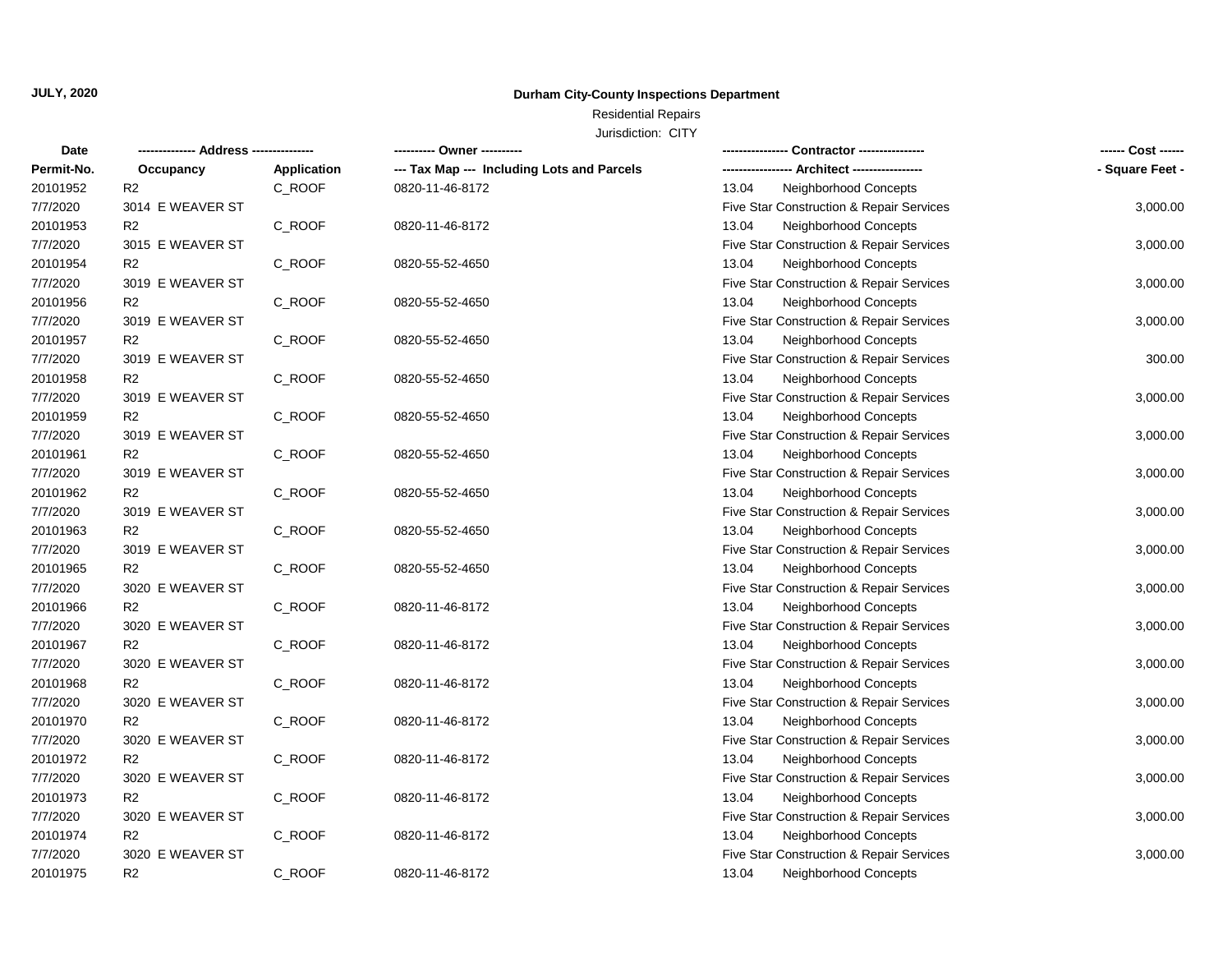**JULY, 2020**

# Durham City-County Inspections Department

Residential Repairs

Jurisdiction: CITY

| Date<br>Permit-No. | ------------- Address --------------<br>Occupancy | <br>Application | ---------- Owner ----------<br>--- Tax Map --- Including Lots and Parcels | ---------------- Contractor ----------------<br>----------------- Architect ----------------- | ------ Cost ------<br>- Square Feet - |
|---|---|---|---|---|---|
| 20101952 | R2 | C_ROOF | 0820-11-46-8172 | 13.04 Neighborhood Concepts | |
| 7/7/2020 | 3014 E WEAVER ST | | | Five Star Construction & Repair Services | 3,000.00 |
| 20101953 | R2 | C_ROOF | 0820-11-46-8172 | 13.04 Neighborhood Concepts | |
| 7/7/2020 | 3015 E WEAVER ST | | | Five Star Construction & Repair Services | 3,000.00 |
| 20101954 | R2 | C_ROOF | 0820-55-52-4650 | 13.04 Neighborhood Concepts | |
| 7/7/2020 | 3019 E WEAVER ST | | | Five Star Construction & Repair Services | 3,000.00 |
| 20101956 | R2 | C_ROOF | 0820-55-52-4650 | 13.04 Neighborhood Concepts | |
| 7/7/2020 | 3019 E WEAVER ST | | | Five Star Construction & Repair Services | 3,000.00 |
| 20101957 | R2 | C_ROOF | 0820-55-52-4650 | 13.04 Neighborhood Concepts | |
| 7/7/2020 | 3019 E WEAVER ST | | | Five Star Construction & Repair Services | 300.00 |
| 20101958 | R2 | C_ROOF | 0820-55-52-4650 | 13.04 Neighborhood Concepts | |
| 7/7/2020 | 3019 E WEAVER ST | | | Five Star Construction & Repair Services | 3,000.00 |
| 20101959 | R2 | C_ROOF | 0820-55-52-4650 | 13.04 Neighborhood Concepts | |
| 7/7/2020 | 3019 E WEAVER ST | | | Five Star Construction & Repair Services | 3,000.00 |
| 20101961 | R2 | C_ROOF | 0820-55-52-4650 | 13.04 Neighborhood Concepts | |
| 7/7/2020 | 3019 E WEAVER ST | | | Five Star Construction & Repair Services | 3,000.00 |
| 20101962 | R2 | C_ROOF | 0820-55-52-4650 | 13.04 Neighborhood Concepts | |
| 7/7/2020 | 3019 E WEAVER ST | | | Five Star Construction & Repair Services | 3,000.00 |
| 20101963 | R2 | C_ROOF | 0820-55-52-4650 | 13.04 Neighborhood Concepts | |
| 7/7/2020 | 3019 E WEAVER ST | | | Five Star Construction & Repair Services | 3,000.00 |
| 20101965 | R2 | C_ROOF | 0820-55-52-4650 | 13.04 Neighborhood Concepts | |
| 7/7/2020 | 3020 E WEAVER ST | | | Five Star Construction & Repair Services | 3,000.00 |
| 20101966 | R2 | C_ROOF | 0820-11-46-8172 | 13.04 Neighborhood Concepts | |
| 7/7/2020 | 3020 E WEAVER ST | | | Five Star Construction & Repair Services | 3,000.00 |
| 20101967 | R2 | C_ROOF | 0820-11-46-8172 | 13.04 Neighborhood Concepts | |
| 7/7/2020 | 3020 E WEAVER ST | | | Five Star Construction & Repair Services | 3,000.00 |
| 20101968 | R2 | C_ROOF | 0820-11-46-8172 | 13.04 Neighborhood Concepts | |
| 7/7/2020 | 3020 E WEAVER ST | | | Five Star Construction & Repair Services | 3,000.00 |
| 20101970 | R2 | C_ROOF | 0820-11-46-8172 | 13.04 Neighborhood Concepts | |
| 7/7/2020 | 3020 E WEAVER ST | | | Five Star Construction & Repair Services | 3,000.00 |
| 20101972 | R2 | C_ROOF | 0820-11-46-8172 | 13.04 Neighborhood Concepts | |
| 7/7/2020 | 3020 E WEAVER ST | | | Five Star Construction & Repair Services | 3,000.00 |
| 20101973 | R2 | C_ROOF | 0820-11-46-8172 | 13.04 Neighborhood Concepts | |
| 7/7/2020 | 3020 E WEAVER ST | | | Five Star Construction & Repair Services | 3,000.00 |
| 20101974 | R2 | C_ROOF | 0820-11-46-8172 | 13.04 Neighborhood Concepts | |
| 7/7/2020 | 3020 E WEAVER ST | | | Five Star Construction & Repair Services | 3,000.00 |
| 20101975 | R2 | C_ROOF | 0820-11-46-8172 | 13.04 Neighborhood Concepts | |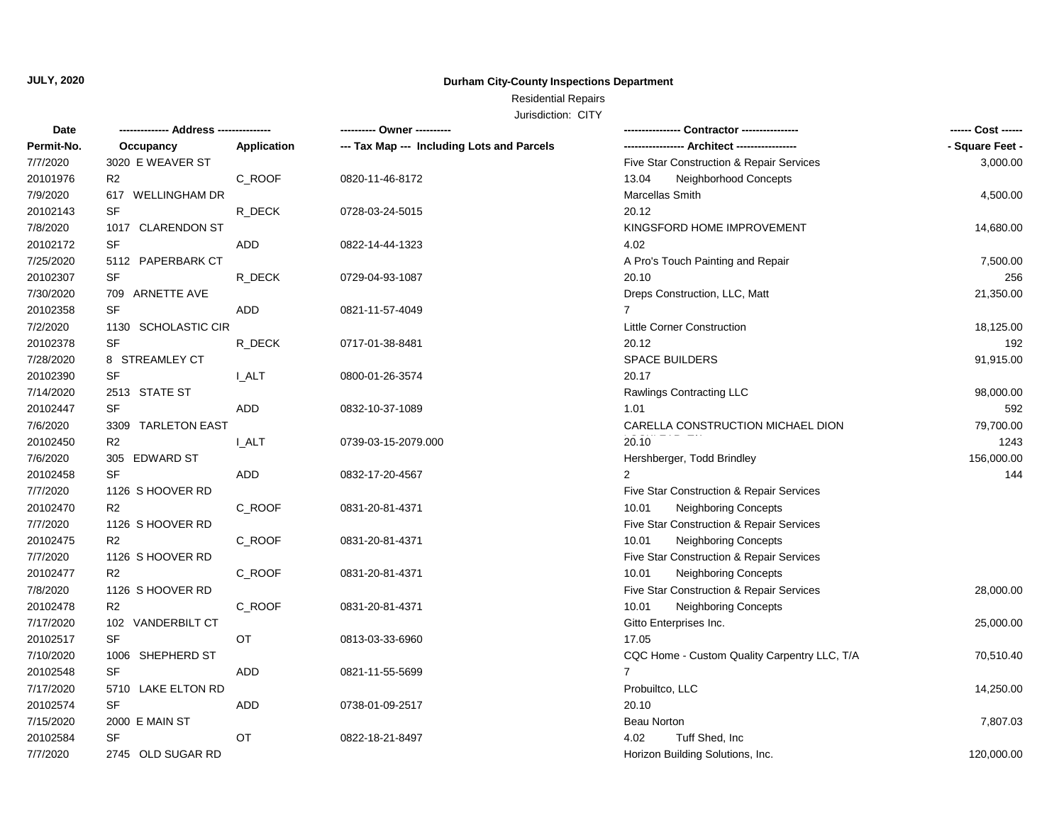**JULY, 2020**

**Durham City-County Inspections Department**

Residential Repairs

Jurisdiction: CITY

| Date | ------------- Address -------------- | | ---------- Owner ---------- | ---------------- Contractor ---------------- | ------ Cost ------ |
|---|---|---|---|---|---|
| Permit-No. | Occupancy | Application | --- Tax Map --- Including Lots and Parcels | ----------------- Architect ----------------- | - Square Feet - |
| 7/7/2020 | 3020 E WEAVER ST | | | Five Star Construction & Repair Services | 3,000.00 |
| 20101976 | R2 | C_ROOF | 0820-11-46-8172 | 13.04 Neighborhood Concepts | |
| 7/9/2020 | 617 WELLINGHAM DR | | | Marcellas Smith | 4,500.00 |
| 20102143 | SF | R_DECK | 0728-03-24-5015 | 20.12 | |
| 7/8/2020 | 1017 CLARENDON ST | | | KINGSFORD HOME IMPROVEMENT | 14,680.00 |
| 20102172 | SF | ADD | 0822-14-44-1323 | 4.02 | |
| 7/25/2020 | 5112 PAPERBARK CT | | | A Pro's Touch Painting and Repair | 7,500.00 |
| 20102307 | SF | R_DECK | 0729-04-93-1087 | 20.10 | 256 |
| 7/30/2020 | 709 ARNETTE AVE | | | Dreps Construction, LLC, Matt | 21,350.00 |
| 20102358 | SF | ADD | 0821-11-57-4049 | 7 | |
| 7/2/2020 | 1130 SCHOLASTIC CIR | | | Little Corner Construction | 18,125.00 |
| 20102378 | SF | R_DECK | 0717-01-38-8481 | 20.12 | 192 |
| 7/28/2020 | 8 STREAMLEY CT | | | SPACE BUILDERS | 91,915.00 |
| 20102390 | SF | I_ALT | 0800-01-26-3574 | 20.17 | |
| 7/14/2020 | 2513 STATE ST | | | Rawlings Contracting LLC | 98,000.00 |
| 20102447 | SF | ADD | 0832-10-37-1089 | 1.01 | 592 |
| 7/6/2020 | 3309 TARLETON EAST | | | CARELLA CONSTRUCTION MICHAEL DION | 79,700.00 |
| 20102450 | R2 | I_ALT | 0739-03-15-2079.000 | 20.10 | 1243 |
| 7/6/2020 | 305 EDWARD ST | | | Hershberger, Todd Brindley | 156,000.00 |
| 20102458 | SF | ADD | 0832-17-20-4567 | 2 | 144 |
| 7/7/2020 | 1126 S HOOVER RD | | | Five Star Construction & Repair Services | |
| 20102470 | R2 | C_ROOF | 0831-20-81-4371 | 10.01 Neighboring Concepts | |
| 7/7/2020 | 1126 S HOOVER RD | | | Five Star Construction & Repair Services | |
| 20102475 | R2 | C_ROOF | 0831-20-81-4371 | 10.01 Neighboring Concepts | |
| 7/7/2020 | 1126 S HOOVER RD | | | Five Star Construction & Repair Services | |
| 20102477 | R2 | C_ROOF | 0831-20-81-4371 | 10.01 Neighboring Concepts | |
| 7/8/2020 | 1126 S HOOVER RD | | | Five Star Construction & Repair Services | 28,000.00 |
| 20102478 | R2 | C_ROOF | 0831-20-81-4371 | 10.01 Neighboring Concepts | |
| 7/17/2020 | 102 VANDERBILT CT | | | Gitto Enterprises Inc. | 25,000.00 |
| 20102517 | SF | OT | 0813-03-33-6960 | 17.05 | |
| 7/10/2020 | 1006 SHEPHERD ST | | | CQC Home - Custom Quality Carpentry LLC, T/A | 70,510.40 |
| 20102548 | SF | ADD | 0821-11-55-5699 | 7 | |
| 7/17/2020 | 5710 LAKE ELTON RD | | | Probuiltco, LLC | 14,250.00 |
| 20102574 | SF | ADD | 0738-01-09-2517 | 20.10 | |
| 7/15/2020 | 2000 E MAIN ST | | | Beau Norton | 7,807.03 |
| 20102584 | SF | OT | 0822-18-21-8497 | 4.02 Tuff Shed, Inc | |
| 7/7/2020 | 2745 OLD SUGAR RD | | | Horizon Building Solutions, Inc. | 120,000.00 |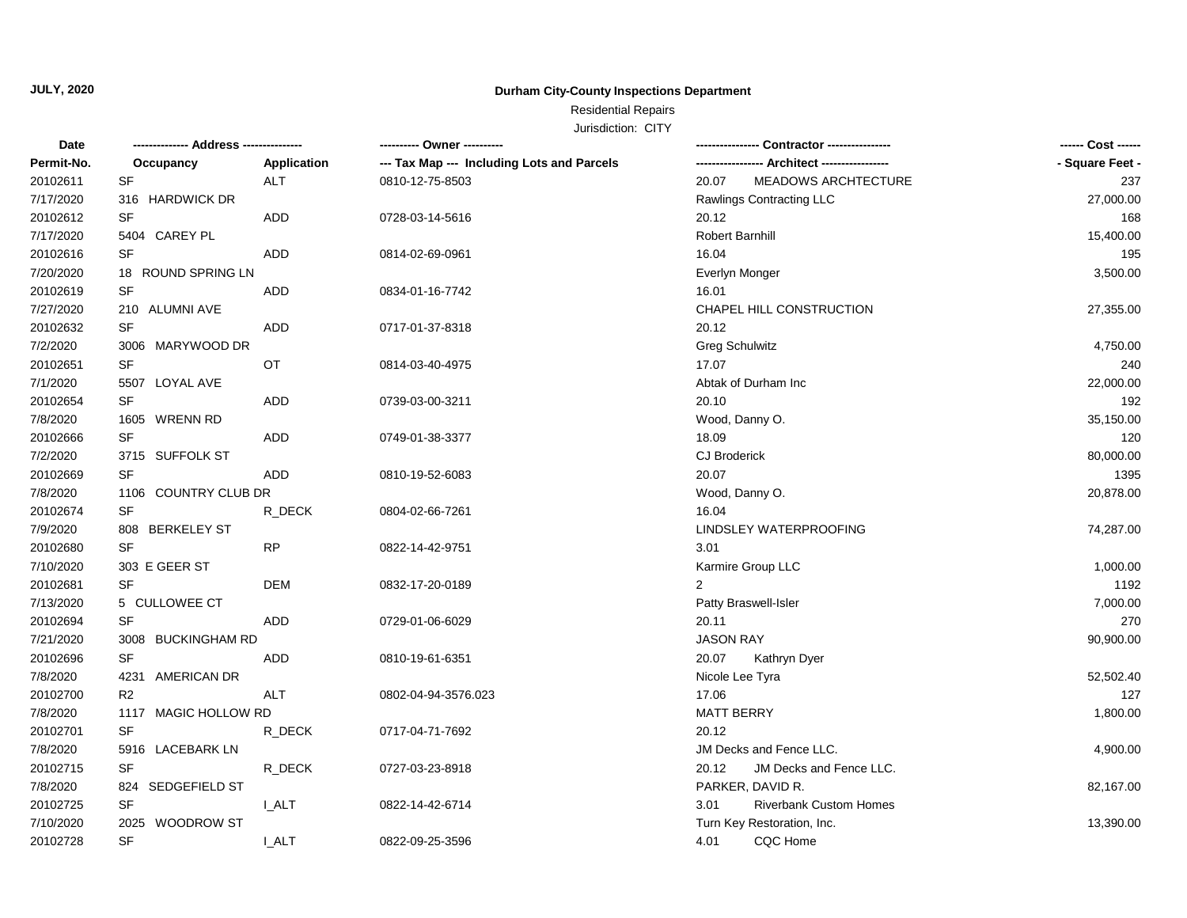**JULY, 2020**

**Durham City-County Inspections Department**

Residential Repairs

Jurisdiction: CITY

| Date | ------------- Address -------------- | | ---------- Owner ---------- | ---------------- Contractor ---------------- | ------ Cost ------ |
|---|---|---|---|---|---|
| **Permit-No.** | **Occupancy** | **Application** | **--- Tax Map --- Including Lots and Parcels** | **----------------- Architect -----------------** | **- Square Feet -** |
| 20102611 | SF | ALT | 0810-12-75-8503 | 20.07 MEADOWS ARCHTECTURE | 237 |
| 7/17/2020 | 316 HARDWICK DR | | | Rawlings Contracting LLC | 27,000.00 |
| 20102612 | SF | ADD | 0728-03-14-5616 | 20.12 | 168 |
| 7/17/2020 | 5404 CAREY PL | | | Robert Barnhill | 15,400.00 |
| 20102616 | SF | ADD | 0814-02-69-0961 | 16.04 | 195 |
| 7/20/2020 | 18 ROUND SPRING LN | | | Everlyn Monger | 3,500.00 |
| 20102619 | SF | ADD | 0834-01-16-7742 | 16.01 | |
| 7/27/2020 | 210 ALUMNI AVE | | | CHAPEL HILL CONSTRUCTION | 27,355.00 |
| 20102632 | SF | ADD | 0717-01-37-8318 | 20.12 | |
| 7/2/2020 | 3006 MARYWOOD DR | | | Greg Schulwitz | 4,750.00 |
| 20102651 | SF | OT | 0814-03-40-4975 | 17.07 | 240 |
| 7/1/2020 | 5507 LOYAL AVE | | | Abtak of Durham Inc | 22,000.00 |
| 20102654 | SF | ADD | 0739-03-00-3211 | 20.10 | 192 |
| 7/8/2020 | 1605 WRENN RD | | | Wood, Danny O. | 35,150.00 |
| 20102666 | SF | ADD | 0749-01-38-3377 | 18.09 | 120 |
| 7/2/2020 | 3715 SUFFOLK ST | | | CJ Broderick | 80,000.00 |
| 20102669 | SF | ADD | 0810-19-52-6083 | 20.07 | 1395 |
| 7/8/2020 | 1106 COUNTRY CLUB DR | | | Wood, Danny O. | 20,878.00 |
| 20102674 | SF | R_DECK | 0804-02-66-7261 | 16.04 | |
| 7/9/2020 | 808 BERKELEY ST | | | LINDSLEY WATERPROOFING | 74,287.00 |
| 20102680 | SF | RP | 0822-14-42-9751 | 3.01 | |
| 7/10/2020 | 303 E GEER ST | | | Karmire Group LLC | 1,000.00 |
| 20102681 | SF | DEM | 0832-17-20-0189 | 2 | 1192 |
| 7/13/2020 | 5 CULLOWEE CT | | | Patty Braswell-Isler | 7,000.00 |
| 20102694 | SF | ADD | 0729-01-06-6029 | 20.11 | 270 |
| 7/21/2020 | 3008 BUCKINGHAM RD | | | JASON RAY | 90,900.00 |
| 20102696 | SF | ADD | 0810-19-61-6351 | 20.07 Kathryn Dyer | |
| 7/8/2020 | 4231 AMERICAN DR | | | Nicole Lee Tyra | 52,502.40 |
| 20102700 | R2 | ALT | 0802-04-94-3576.023 | 17.06 | 127 |
| 7/8/2020 | 1117 MAGIC HOLLOW RD | | | MATT BERRY | 1,800.00 |
| 20102701 | SF | R_DECK | 0717-04-71-7692 | 20.12 | |
| 7/8/2020 | 5916 LACEBARK LN | | | JM Decks and Fence LLC. | 4,900.00 |
| 20102715 | SF | R_DECK | 0727-03-23-8918 | 20.12 JM Decks and Fence LLC. | |
| 7/8/2020 | 824 SEDGEFIELD ST | | | PARKER, DAVID R. | 82,167.00 |
| 20102725 | SF | I_ALT | 0822-14-42-6714 | 3.01 Riverbank Custom Homes | |
| 7/10/2020 | 2025 WOODROW ST | | | Turn Key Restoration, Inc. | 13,390.00 |
| 20102728 | SF | I_ALT | 0822-09-25-3596 | 4.01 CQC Home | |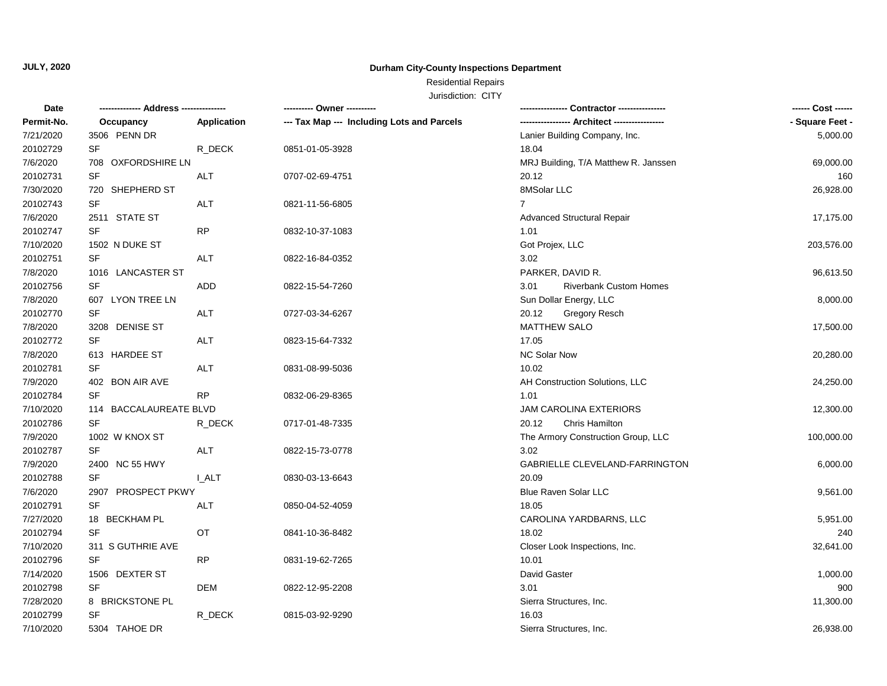**JULY, 2020**

## Durham City-County Inspections Department

Residential Repairs

Jurisdiction: CITY

| Date | ------------- Address -------------- | | ---------- Owner ---------- | ---------------- Contractor ---------------- | | ------ Cost ------ |
|---|---|---|---|---|---|---|
| Permit-No. | Occupancy | Application | --- Tax Map --- Including Lots and Parcels | ----------------- Architect ----------------- | | - Square Feet - |
| 7/21/2020 | 3506 PENN DR | | | Lanier Building Company, Inc. | | 5,000.00 |
| 20102729 | SF | R_DECK | 0851-01-05-3928 | 18.04 | | |
| 7/6/2020 | 708 OXFORDSHIRE LN | | | MRJ Building, T/A Matthew R. Janssen | | 69,000.00 |
| 20102731 | SF | ALT | 0707-02-69-4751 | 20.12 | | 160 |
| 7/30/2020 | 720 SHEPHERD ST | | | 8MSolar LLC | | 26,928.00 |
| 20102743 | SF | ALT | 0821-11-56-6805 | 7 | | |
| 7/6/2020 | 2511 STATE ST | | | Advanced Structural Repair | | 17,175.00 |
| 20102747 | SF | RP | 0832-10-37-1083 | 1.01 | | |
| 7/10/2020 | 1502 N DUKE ST | | | Got Projex, LLC | | 203,576.00 |
| 20102751 | SF | ALT | 0822-16-84-0352 | 3.02 | | |
| 7/8/2020 | 1016 LANCASTER ST | | | PARKER, DAVID R. | | 96,613.50 |
| 20102756 | SF | ADD | 0822-15-54-7260 | 3.01 | Riverbank Custom Homes | |
| 7/8/2020 | 607 LYON TREE LN | | | Sun Dollar Energy, LLC | | 8,000.00 |
| 20102770 | SF | ALT | 0727-03-34-6267 | 20.12 | Gregory Resch | |
| 7/8/2020 | 3208 DENISE ST | | | MATTHEW SALO | | 17,500.00 |
| 20102772 | SF | ALT | 0823-15-64-7332 | 17.05 | | |
| 7/8/2020 | 613 HARDEE ST | | | NC Solar Now | | 20,280.00 |
| 20102781 | SF | ALT | 0831-08-99-5036 | 10.02 | | |
| 7/9/2020 | 402 BON AIR AVE | | | AH Construction Solutions, LLC | | 24,250.00 |
| 20102784 | SF | RP | 0832-06-29-8365 | 1.01 | | |
| 7/10/2020 | 114 BACCALAUREATE BLVD | | | JAM CAROLINA EXTERIORS | | 12,300.00 |
| 20102786 | SF | R_DECK | 0717-01-48-7335 | 20.12 | Chris Hamilton | |
| 7/9/2020 | 1002 W KNOX ST | | | The Armory Construction Group, LLC | | 100,000.00 |
| 20102787 | SF | ALT | 0822-15-73-0778 | 3.02 | | |
| 7/9/2020 | 2400 NC 55 HWY | | | GABRIELLE CLEVELAND-FARRINGTON | | 6,000.00 |
| 20102788 | SF | I_ALT | 0830-03-13-6643 | 20.09 | | |
| 7/6/2020 | 2907 PROSPECT PKWY | | | Blue Raven Solar LLC | | 9,561.00 |
| 20102791 | SF | ALT | 0850-04-52-4059 | 18.05 | | |
| 7/27/2020 | 18 BECKHAM PL | | | CAROLINA YARDBARNS, LLC | | 5,951.00 |
| 20102794 | SF | OT | 0841-10-36-8482 | 18.02 | | 240 |
| 7/10/2020 | 311 S GUTHRIE AVE | | | Closer Look Inspections, Inc. | | 32,641.00 |
| 20102796 | SF | RP | 0831-19-62-7265 | 10.01 | | |
| 7/14/2020 | 1506 DEXTER ST | | | David Gaster | | 1,000.00 |
| 20102798 | SF | DEM | 0822-12-95-2208 | 3.01 | | 900 |
| 7/28/2020 | 8 BRICKSTONE PL | | | Sierra Structures, Inc. | | 11,300.00 |
| 20102799 | SF | R_DECK | 0815-03-92-9290 | 16.03 | | |
| 7/10/2020 | 5304 TAHOE DR | | | Sierra Structures, Inc. | | 26,938.00 |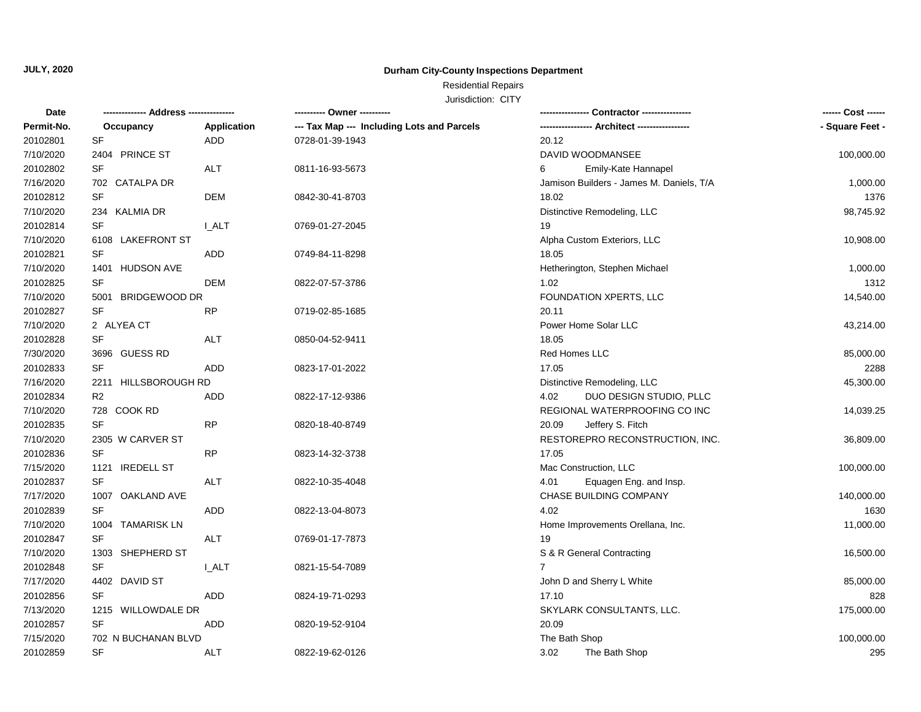**JULY, 2020**

**Durham City-County Inspections Department**

Residential Repairs

Jurisdiction: CITY

| Date | ------------- Address -------------- | | ---------- Owner ---------- | ---------------- Contractor ---------------- | ------ Cost ------ |
|---|---|---|---|---|---|
| Permit-No. | Occupancy | Application | --- Tax Map --- Including Lots and Parcels | ----------------- Architect ----------------- | - Square Feet - |
| 20102801 | SF | ADD | 0728-01-39-1943 | 20.12 | |
| 7/10/2020 | 2404 PRINCE ST | | | DAVID WOODMANSEE | 100,000.00 |
| 20102802 | SF | ALT | 0811-16-93-5673 | 6 Emily-Kate Hannapel | |
| 7/16/2020 | 702 CATALPA DR | | | Jamison Builders - James M. Daniels, T/A | 1,000.00 |
| 20102812 | SF | DEM | 0842-30-41-8703 | 18.02 | 1376 |
| 7/10/2020 | 234 KALMIA DR | | | Distinctive Remodeling, LLC | 98,745.92 |
| 20102814 | SF | I_ALT | 0769-01-27-2045 | 19 | |
| 7/10/2020 | 6108 LAKEFRONT ST | | | Alpha Custom Exteriors, LLC | 10,908.00 |
| 20102821 | SF | ADD | 0749-84-11-8298 | 18.05 | |
| 7/10/2020 | 1401 HUDSON AVE | | | Hetherington, Stephen Michael | 1,000.00 |
| 20102825 | SF | DEM | 0822-07-57-3786 | 1.02 | 1312 |
| 7/10/2020 | 5001 BRIDGEWOOD DR | | | FOUNDATION XPERTS, LLC | 14,540.00 |
| 20102827 | SF | RP | 0719-02-85-1685 | 20.11 | |
| 7/10/2020 | 2 ALYEA CT | | | Power Home Solar LLC | 43,214.00 |
| 20102828 | SF | ALT | 0850-04-52-9411 | 18.05 | |
| 7/30/2020 | 3696 GUESS RD | | | Red Homes LLC | 85,000.00 |
| 20102833 | SF | ADD | 0823-17-01-2022 | 17.05 | 2288 |
| 7/16/2020 | 2211 HILLSBOROUGH RD | | | Distinctive Remodeling, LLC | 45,300.00 |
| 20102834 | R2 | ADD | 0822-17-12-9386 | 4.02 DUO DESIGN STUDIO, PLLC | |
| 7/10/2020 | 728 COOK RD | | | REGIONAL WATERPROOFING CO INC | 14,039.25 |
| 20102835 | SF | RP | 0820-18-40-8749 | 20.09 Jeffery S. Fitch | |
| 7/10/2020 | 2305 W CARVER ST | | | RESTOREPRO RECONSTRUCTION, INC. | 36,809.00 |
| 20102836 | SF | RP | 0823-14-32-3738 | 17.05 | |
| 7/15/2020 | 1121 IREDELL ST | | | Mac Construction, LLC | 100,000.00 |
| 20102837 | SF | ALT | 0822-10-35-4048 | 4.01 Equagen Eng. and Insp. | |
| 7/17/2020 | 1007 OAKLAND AVE | | | CHASE BUILDING COMPANY | 140,000.00 |
| 20102839 | SF | ADD | 0822-13-04-8073 | 4.02 | 1630 |
| 7/10/2020 | 1004 TAMARISK LN | | | Home Improvements Orellana, Inc. | 11,000.00 |
| 20102847 | SF | ALT | 0769-01-17-7873 | 19 | |
| 7/10/2020 | 1303 SHEPHERD ST | | | S & R General Contracting | 16,500.00 |
| 20102848 | SF | I_ALT | 0821-15-54-7089 | 7 | |
| 7/17/2020 | 4402 DAVID ST | | | John D and Sherry L White | 85,000.00 |
| 20102856 | SF | ADD | 0824-19-71-0293 | 17.10 | 828 |
| 7/13/2020 | 1215 WILLOWDALE DR | | | SKYLARK CONSULTANTS, LLC. | 175,000.00 |
| 20102857 | SF | ADD | 0820-19-52-9104 | 20.09 | |
| 7/15/2020 | 702 N BUCHANAN BLVD | | | The Bath Shop | 100,000.00 |
| 20102859 | SF | ALT | 0822-19-62-0126 | 3.02 The Bath Shop | 295 |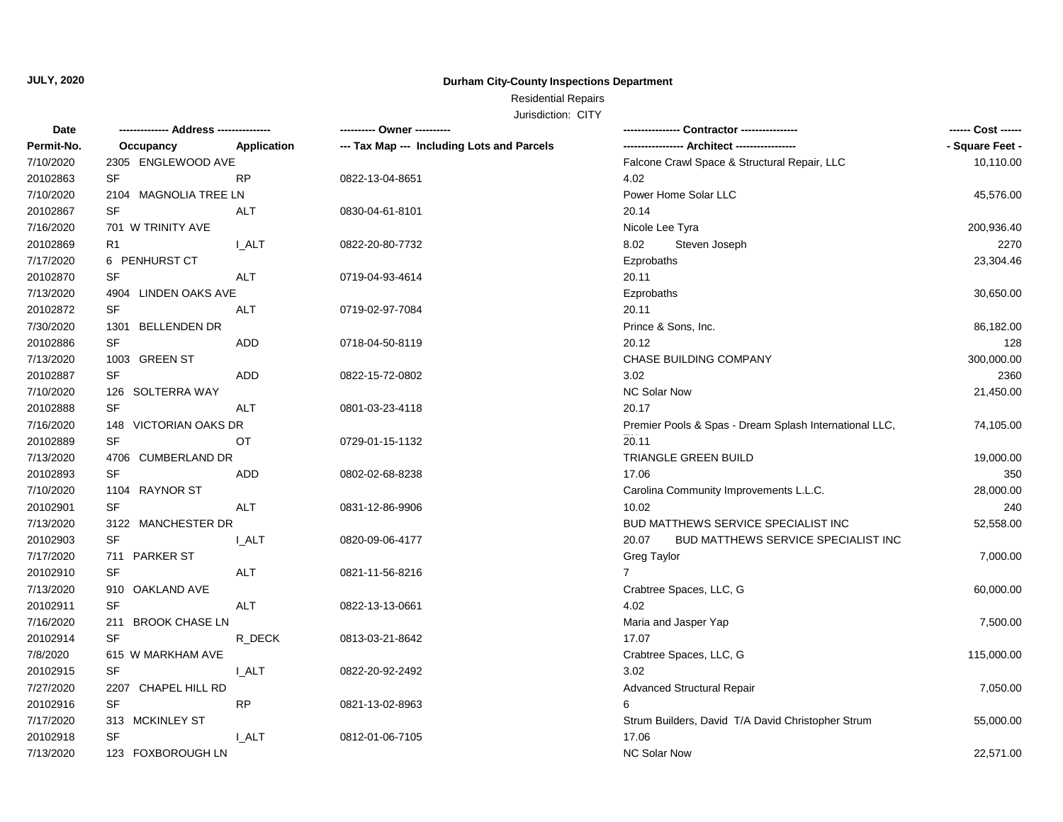**JULY, 2020**

**Durham City-County Inspections Department**

Residential Repairs

Jurisdiction: CITY

| Date / Permit-No. | Address / Occupancy | Application | Owner / Tax Map --- Including Lots and Parcels | Contractor / Architect | Cost / Square Feet |
|---|---|---|---|---|---|
| 7/10/2020 | 2305 ENGLEWOOD AVE | | | Falcone Crawl Space & Structural Repair, LLC | 10,110.00 |
| 20102863 | SF | RP | 0822-13-04-8651 | 4.02 | |
| 7/10/2020 | 2104 MAGNOLIA TREE LN | | | Power Home Solar LLC | 45,576.00 |
| 20102867 | SF | ALT | 0830-04-61-8101 | 20.14 | |
| 7/16/2020 | 701 W TRINITY AVE | | | Nicole Lee Tyra | 200,936.40 |
| 20102869 | R1 | I_ALT | 0822-20-80-7732 | 8.02 Steven Joseph | 2270 |
| 7/17/2020 | 6 PENHURST CT | | | Ezprobaths | 23,304.46 |
| 20102870 | SF | ALT | 0719-04-93-4614 | 20.11 | |
| 7/13/2020 | 4904 LINDEN OAKS AVE | | | Ezprobaths | 30,650.00 |
| 20102872 | SF | ALT | 0719-02-97-7084 | 20.11 | |
| 7/30/2020 | 1301 BELLENDEN DR | | | Prince & Sons, Inc. | 86,182.00 |
| 20102886 | SF | ADD | 0718-04-50-8119 | 20.12 | 128 |
| 7/13/2020 | 1003 GREEN ST | | | CHASE BUILDING COMPANY | 300,000.00 |
| 20102887 | SF | ADD | 0822-15-72-0802 | 3.02 | 2360 |
| 7/10/2020 | 126 SOLTERRA WAY | | | NC Solar Now | 21,450.00 |
| 20102888 | SF | ALT | 0801-03-23-4118 | 20.17 | |
| 7/16/2020 | 148 VICTORIAN OAKS DR | | | Premier Pools & Spas - Dream Splash International LLC, | 74,105.00 |
| 20102889 | SF | OT | 0729-01-15-1132 | 20.11 | |
| 7/13/2020 | 4706 CUMBERLAND DR | | | TRIANGLE GREEN BUILD | 19,000.00 |
| 20102893 | SF | ADD | 0802-02-68-8238 | 17.06 | 350 |
| 7/10/2020 | 1104 RAYNOR ST | | | Carolina Community Improvements L.L.C. | 28,000.00 |
| 20102901 | SF | ALT | 0831-12-86-9906 | 10.02 | 240 |
| 7/13/2020 | 3122 MANCHESTER DR | | | BUD MATTHEWS SERVICE SPECIALIST INC | 52,558.00 |
| 20102903 | SF | I_ALT | 0820-09-06-4177 | 20.07 BUD MATTHEWS SERVICE SPECIALIST INC | |
| 7/17/2020 | 711 PARKER ST | | | Greg Taylor | 7,000.00 |
| 20102910 | SF | ALT | 0821-11-56-8216 | 7 | |
| 7/13/2020 | 910 OAKLAND AVE | | | Crabtree Spaces, LLC, G | 60,000.00 |
| 20102911 | SF | ALT | 0822-13-13-0661 | 4.02 | |
| 7/16/2020 | 211 BROOK CHASE LN | | | Maria and Jasper Yap | 7,500.00 |
| 20102914 | SF | R_DECK | 0813-03-21-8642 | 17.07 | |
| 7/8/2020 | 615 W MARKHAM AVE | | | Crabtree Spaces, LLC, G | 115,000.00 |
| 20102915 | SF | I_ALT | 0822-20-92-2492 | 3.02 | |
| 7/27/2020 | 2207 CHAPEL HILL RD | | | Advanced Structural Repair | 7,050.00 |
| 20102916 | SF | RP | 0821-13-02-8963 | 6 | |
| 7/17/2020 | 313 MCKINLEY ST | | | Strum Builders, David T/A David Christopher Strum | 55,000.00 |
| 20102918 | SF | I_ALT | 0812-01-06-7105 | 17.06 | |
| 7/13/2020 | 123 FOXBOROUGH LN | | | NC Solar Now | 22,571.00 |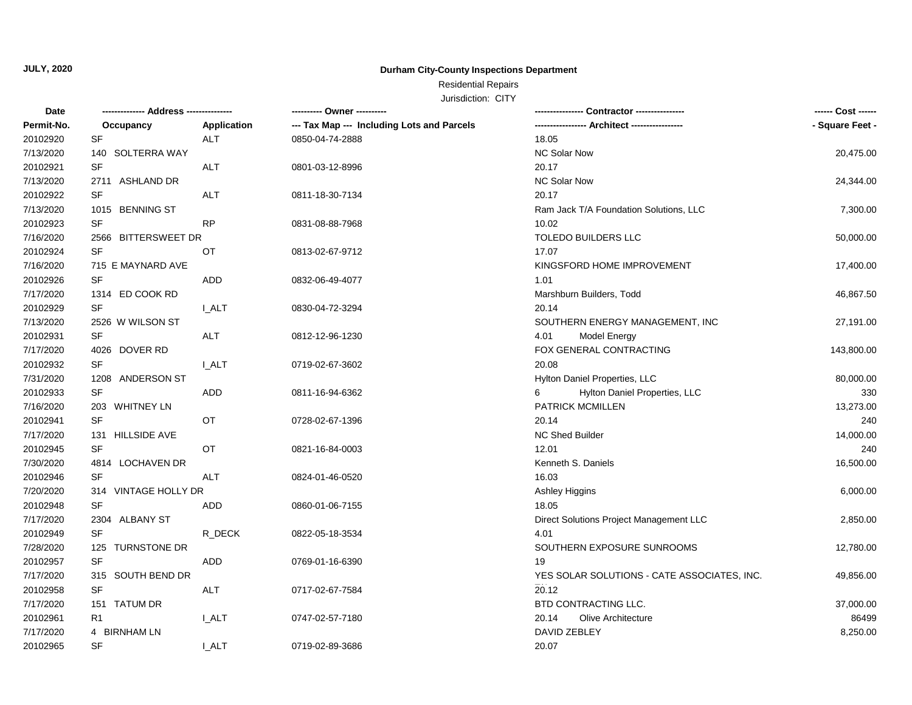**JULY, 2020**

**Durham City-County Inspections Department**

Residential Repairs

Jurisdiction: CITY

| Date / Permit-No. | Address: Occupancy | Application | Owner / Tax Map --- Including Lots and Parcels | Contractor / Architect | Cost / Square Feet |
|---|---|---|---|---|---|
| 20102920 | SF | ALT | 0850-04-74-2888 | 18.05 | |
| 7/13/2020 | 140 SOLTERRA WAY | | | NC Solar Now | 20,475.00 |
| 20102921 | SF | ALT | 0801-03-12-8996 | 20.17 | |
| 7/13/2020 | 2711 ASHLAND DR | | | NC Solar Now | 24,344.00 |
| 20102922 | SF | ALT | 0811-18-30-7134 | 20.17 | |
| 7/13/2020 | 1015 BENNING ST | | | Ram Jack T/A Foundation Solutions, LLC | 7,300.00 |
| 20102923 | SF | RP | 0831-08-88-7968 | 10.02 | |
| 7/16/2020 | 2566 BITTERSWEET DR | | | TOLEDO BUILDERS LLC | 50,000.00 |
| 20102924 | SF | OT | 0813-02-67-9712 | 17.07 | |
| 7/16/2020 | 715 E MAYNARD AVE | | | KINGSFORD HOME IMPROVEMENT | 17,400.00 |
| 20102926 | SF | ADD | 0832-06-49-4077 | 1.01 | |
| 7/17/2020 | 1314 ED COOK RD | | | Marshburn Builders, Todd | 46,867.50 |
| 20102929 | SF | I_ALT | 0830-04-72-3294 | 20.14 | |
| 7/13/2020 | 2526 W WILSON ST | | | SOUTHERN ENERGY MANAGEMENT, INC | 27,191.00 |
| 20102931 | SF | ALT | 0812-12-96-1230 | 4.01 Model Energy | |
| 7/17/2020 | 4026 DOVER RD | | | FOX GENERAL CONTRACTING | 143,800.00 |
| 20102932 | SF | I_ALT | 0719-02-67-3602 | 20.08 | |
| 7/31/2020 | 1208 ANDERSON ST | | | Hylton Daniel Properties, LLC | 80,000.00 |
| 20102933 | SF | ADD | 0811-16-94-6362 | 6 Hylton Daniel Properties, LLC | 330 |
| 7/16/2020 | 203 WHITNEY LN | | | PATRICK MCMILLEN | 13,273.00 |
| 20102941 | SF | OT | 0728-02-67-1396 | 20.14 | 240 |
| 7/17/2020 | 131 HILLSIDE AVE | | | NC Shed Builder | 14,000.00 |
| 20102945 | SF | OT | 0821-16-84-0003 | 12.01 | 240 |
| 7/30/2020 | 4814 LOCHAVEN DR | | | Kenneth S. Daniels | 16,500.00 |
| 20102946 | SF | ALT | 0824-01-46-0520 | 16.03 | |
| 7/20/2020 | 314 VINTAGE HOLLY DR | | | Ashley Higgins | 6,000.00 |
| 20102948 | SF | ADD | 0860-01-06-7155 | 18.05 | |
| 7/17/2020 | 2304 ALBANY ST | | | Direct Solutions Project Management LLC | 2,850.00 |
| 20102949 | SF | R_DECK | 0822-05-18-3534 | 4.01 | |
| 7/28/2020 | 125 TURNSTONE DR | | | SOUTHERN EXPOSURE SUNROOMS | 12,780.00 |
| 20102957 | SF | ADD | 0769-01-16-6390 | 19 | |
| 7/17/2020 | 315 SOUTH BEND DR | | | YES SOLAR SOLUTIONS - CATE ASSOCIATES, INC. | 49,856.00 |
| 20102958 | SF | ALT | 0717-02-67-7584 | 20.12 | |
| 7/17/2020 | 151 TATUM DR | | | BTD CONTRACTING LLC. | 37,000.00 |
| 20102961 | R1 | I_ALT | 0747-02-57-7180 | 20.14 Olive Architecture | 86499 |
| 7/17/2020 | 4 BIRNHAM LN | | | DAVID ZEBLEY | 8,250.00 |
| 20102965 | SF | I_ALT | 0719-02-89-3686 | 20.07 | |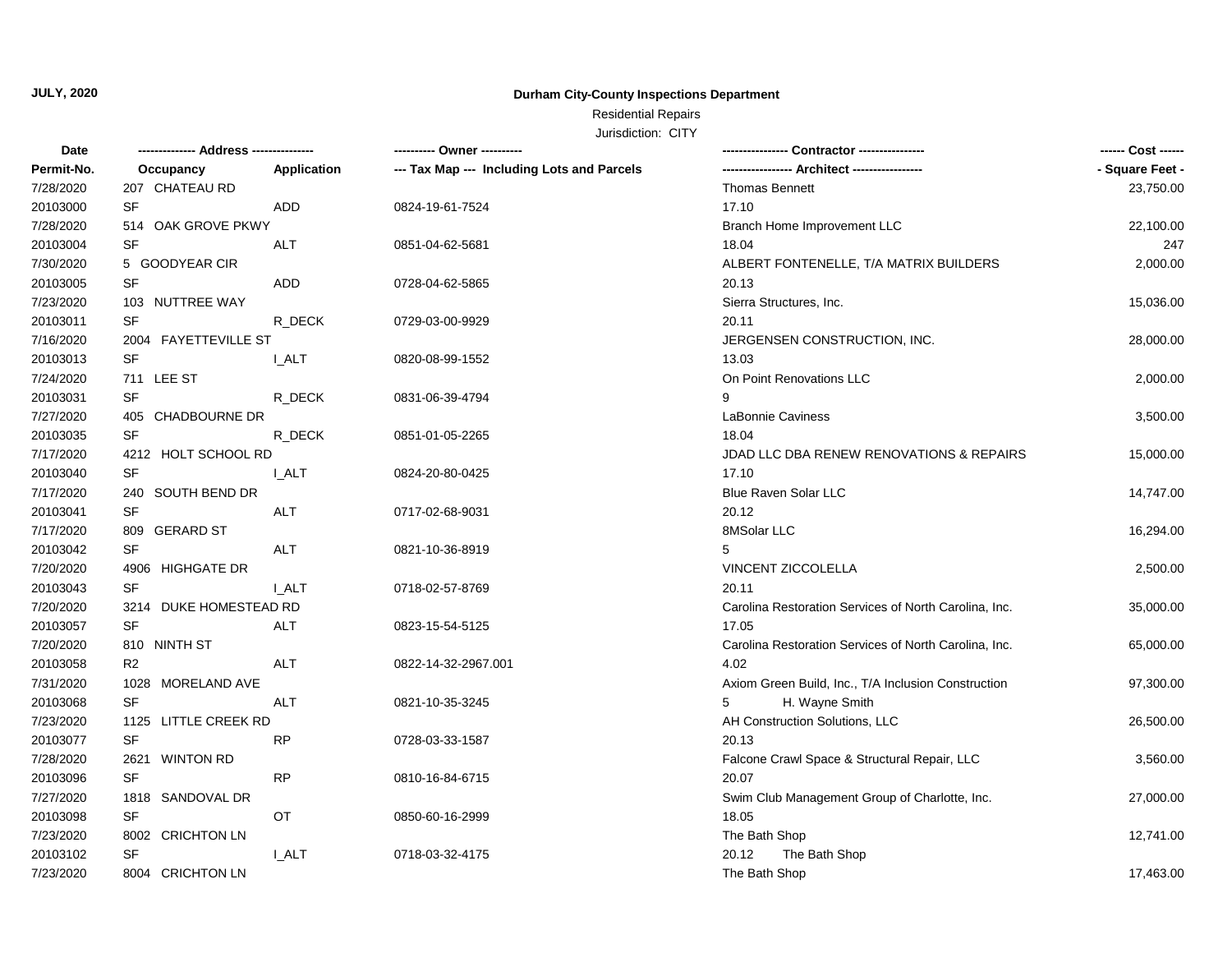**JULY, 2020**

**Durham City-County Inspections Department**

Residential Repairs

Jurisdiction: CITY

| Date | ------------- Address -------------- | | ---------- Owner ---------- | --------------- Contractor --------------- | ------ Cost ------ |
|---|---|---|---|---|---|
| Permit-No. | Occupancy | Application | --- Tax Map --- Including Lots and Parcels | ---------------- Architect ---------------- | - Square Feet - |
| 7/28/2020 | 207 CHATEAU RD | | | Thomas Bennett | 23,750.00 |
| 20103000 | SF | ADD | 0824-19-61-7524 | 17.10 | |
| 7/28/2020 | 514 OAK GROVE PKWY | | | Branch Home Improvement LLC | 22,100.00 |
| 20103004 | SF | ALT | 0851-04-62-5681 | 18.04 | 247 |
| 7/30/2020 | 5 GOODYEAR CIR | | | ALBERT FONTENELLE, T/A MATRIX BUILDERS | 2,000.00 |
| 20103005 | SF | ADD | 0728-04-62-5865 | 20.13 | |
| 7/23/2020 | 103 NUTTREE WAY | | | Sierra Structures, Inc. | 15,036.00 |
| 20103011 | SF | R_DECK | 0729-03-00-9929 | 20.11 | |
| 7/16/2020 | 2004 FAYETTEVILLE ST | | | JERGENSEN CONSTRUCTION, INC. | 28,000.00 |
| 20103013 | SF | I_ALT | 0820-08-99-1552 | 13.03 | |
| 7/24/2020 | 711 LEE ST | | | On Point Renovations LLC | 2,000.00 |
| 20103031 | SF | R_DECK | 0831-06-39-4794 | 9 | |
| 7/27/2020 | 405 CHADBOURNE DR | | | LaBonnie Caviness | 3,500.00 |
| 20103035 | SF | R_DECK | 0851-01-05-2265 | 18.04 | |
| 7/17/2020 | 4212 HOLT SCHOOL RD | | | JDAD LLC DBA RENEW RENOVATIONS & REPAIRS | 15,000.00 |
| 20103040 | SF | I_ALT | 0824-20-80-0425 | 17.10 | |
| 7/17/2020 | 240 SOUTH BEND DR | | | Blue Raven Solar LLC | 14,747.00 |
| 20103041 | SF | ALT | 0717-02-68-9031 | 20.12 | |
| 7/17/2020 | 809 GERARD ST | | | 8MSolar LLC | 16,294.00 |
| 20103042 | SF | ALT | 0821-10-36-8919 | 5 | |
| 7/20/2020 | 4906 HIGHGATE DR | | | VINCENT ZICCOLELLA | 2,500.00 |
| 20103043 | SF | I_ALT | 0718-02-57-8769 | 20.11 | |
| 7/20/2020 | 3214 DUKE HOMESTEAD RD | | | Carolina Restoration Services of North Carolina, Inc. | 35,000.00 |
| 20103057 | SF | ALT | 0823-15-54-5125 | 17.05 | |
| 7/20/2020 | 810 NINTH ST | | | Carolina Restoration Services of North Carolina, Inc. | 65,000.00 |
| 20103058 | R2 | ALT | 0822-14-32-2967.001 | 4.02 | |
| 7/31/2020 | 1028 MORELAND AVE | | | Axiom Green Build, Inc., T/A Inclusion Construction | 97,300.00 |
| 20103068 | SF | ALT | 0821-10-35-3245 | 5 H. Wayne Smith | |
| 7/23/2020 | 1125 LITTLE CREEK RD | | | AH Construction Solutions, LLC | 26,500.00 |
| 20103077 | SF | RP | 0728-03-33-1587 | 20.13 | |
| 7/28/2020 | 2621 WINTON RD | | | Falcone Crawl Space & Structural Repair, LLC | 3,560.00 |
| 20103096 | SF | RP | 0810-16-84-6715 | 20.07 | |
| 7/27/2020 | 1818 SANDOVAL DR | | | Swim Club Management Group of Charlotte, Inc. | 27,000.00 |
| 20103098 | SF | OT | 0850-60-16-2999 | 18.05 | |
| 7/23/2020 | 8002 CRICHTON LN | | | The Bath Shop | 12,741.00 |
| 20103102 | SF | I_ALT | 0718-03-32-4175 | 20.12 The Bath Shop | |
| 7/23/2020 | 8004 CRICHTON LN | | | The Bath Shop | 17,463.00 |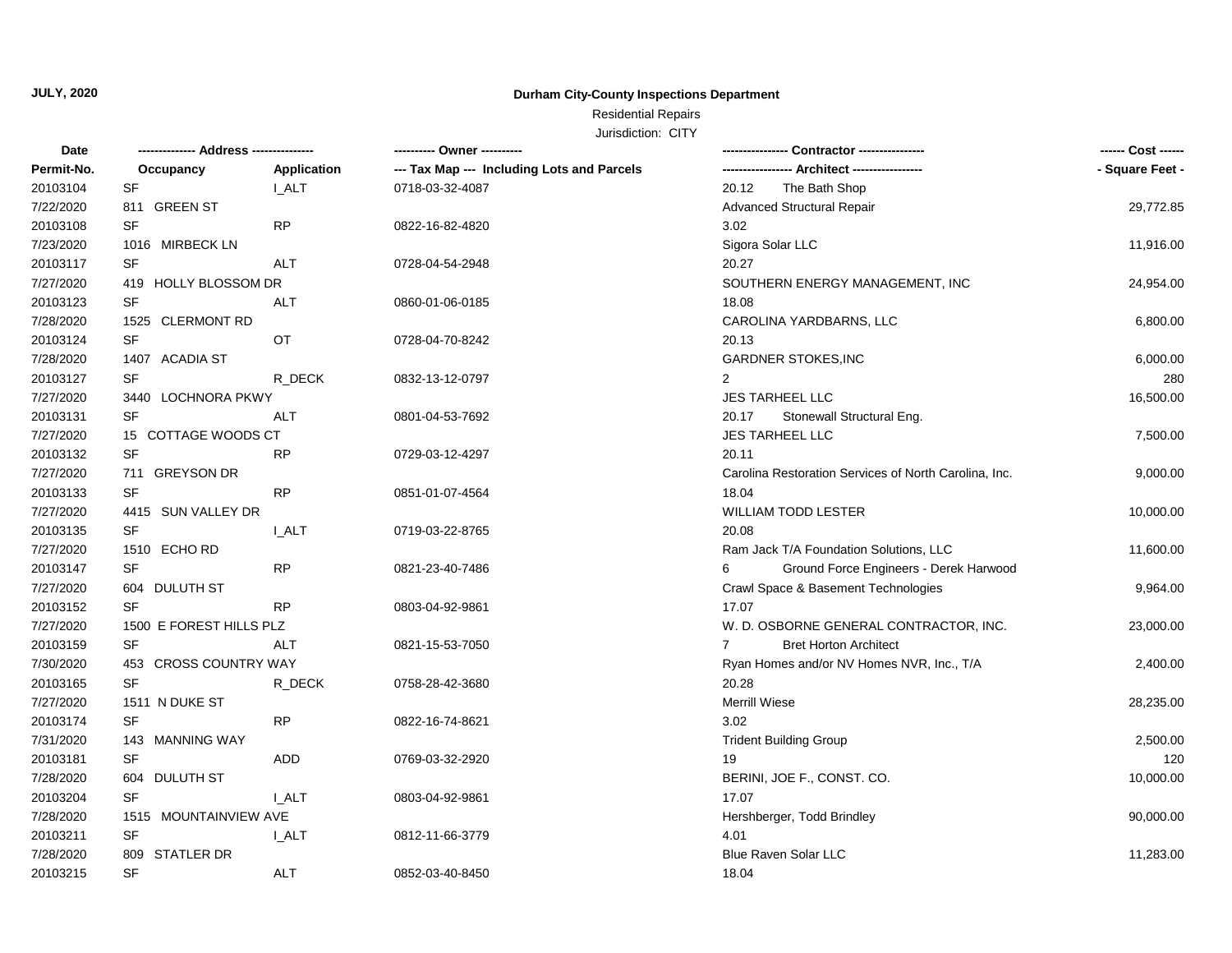**JULY, 2020**

**Durham City-County Inspections Department**

Residential Repairs

Jurisdiction: CITY

| Date / Permit-No. | Address / Occupancy | Application | Owner / Tax Map --- Including Lots and Parcels | Contractor / Architect | Cost / Square Feet |
|---|---|---|---|---|---|
| 20103104 | SF | I_ALT | 0718-03-32-4087 | 20.12 The Bath Shop | |
| 7/22/2020 | 811 GREEN ST | | | Advanced Structural Repair | 29,772.85 |
| 20103108 | SF | RP | 0822-16-82-4820 | 3.02 | |
| 7/23/2020 | 1016 MIRBECK LN | | | Sigora Solar LLC | 11,916.00 |
| 20103117 | SF | ALT | 0728-04-54-2948 | 20.27 | |
| 7/27/2020 | 419 HOLLY BLOSSOM DR | | | SOUTHERN ENERGY MANAGEMENT, INC | 24,954.00 |
| 20103123 | SF | ALT | 0860-01-06-0185 | 18.08 | |
| 7/28/2020 | 1525 CLERMONT RD | | | CAROLINA YARDBARNS, LLC | 6,800.00 |
| 20103124 | SF | OT | 0728-04-70-8242 | 20.13 | |
| 7/28/2020 | 1407 ACADIA ST | | | GARDNER STOKES,INC | 6,000.00 |
| 20103127 | SF | R_DECK | 0832-13-12-0797 | 2 | 280 |
| 7/27/2020 | 3440 LOCHNORA PKWY | | | JES TARHEEL LLC | 16,500.00 |
| 20103131 | SF | ALT | 0801-04-53-7692 | 20.17 Stonewall Structural Eng. | |
| 7/27/2020 | 15 COTTAGE WOODS CT | | | JES TARHEEL LLC | 7,500.00 |
| 20103132 | SF | RP | 0729-03-12-4297 | 20.11 | |
| 7/27/2020 | 711 GREYSON DR | | | Carolina Restoration Services of North Carolina, Inc. | 9,000.00 |
| 20103133 | SF | RP | 0851-01-07-4564 | 18.04 | |
| 7/27/2020 | 4415 SUN VALLEY DR | | | WILLIAM TODD LESTER | 10,000.00 |
| 20103135 | SF | I_ALT | 0719-03-22-8765 | 20.08 | |
| 7/27/2020 | 1510 ECHO RD | | | Ram Jack T/A Foundation Solutions, LLC | 11,600.00 |
| 20103147 | SF | RP | 0821-23-40-7486 | 6 Ground Force Engineers - Derek Harwood | |
| 7/27/2020 | 604 DULUTH ST | | | Crawl Space & Basement Technologies | 9,964.00 |
| 20103152 | SF | RP | 0803-04-92-9861 | 17.07 | |
| 7/27/2020 | 1500 E FOREST HILLS PLZ | | | W. D. OSBORNE GENERAL CONTRACTOR, INC. | 23,000.00 |
| 20103159 | SF | ALT | 0821-15-53-7050 | 7 Bret Horton Architect | |
| 7/30/2020 | 453 CROSS COUNTRY WAY | | | Ryan Homes and/or NV Homes NVR, Inc., T/A | 2,400.00 |
| 20103165 | SF | R_DECK | 0758-28-42-3680 | 20.28 | |
| 7/27/2020 | 1511 N DUKE ST | | | Merrill Wiese | 28,235.00 |
| 20103174 | SF | RP | 0822-16-74-8621 | 3.02 | |
| 7/31/2020 | 143 MANNING WAY | | | Trident Building Group | 2,500.00 |
| 20103181 | SF | ADD | 0769-03-32-2920 | 19 | 120 |
| 7/28/2020 | 604 DULUTH ST | | | BERINI, JOE F., CONST. CO. | 10,000.00 |
| 20103204 | SF | I_ALT | 0803-04-92-9861 | 17.07 | |
| 7/28/2020 | 1515 MOUNTAINVIEW AVE | | | Hershberger, Todd Brindley | 90,000.00 |
| 20103211 | SF | I_ALT | 0812-11-66-3779 | 4.01 | |
| 7/28/2020 | 809 STATLER DR | | | Blue Raven Solar LLC | 11,283.00 |
| 20103215 | SF | ALT | 0852-03-40-8450 | 18.04 | |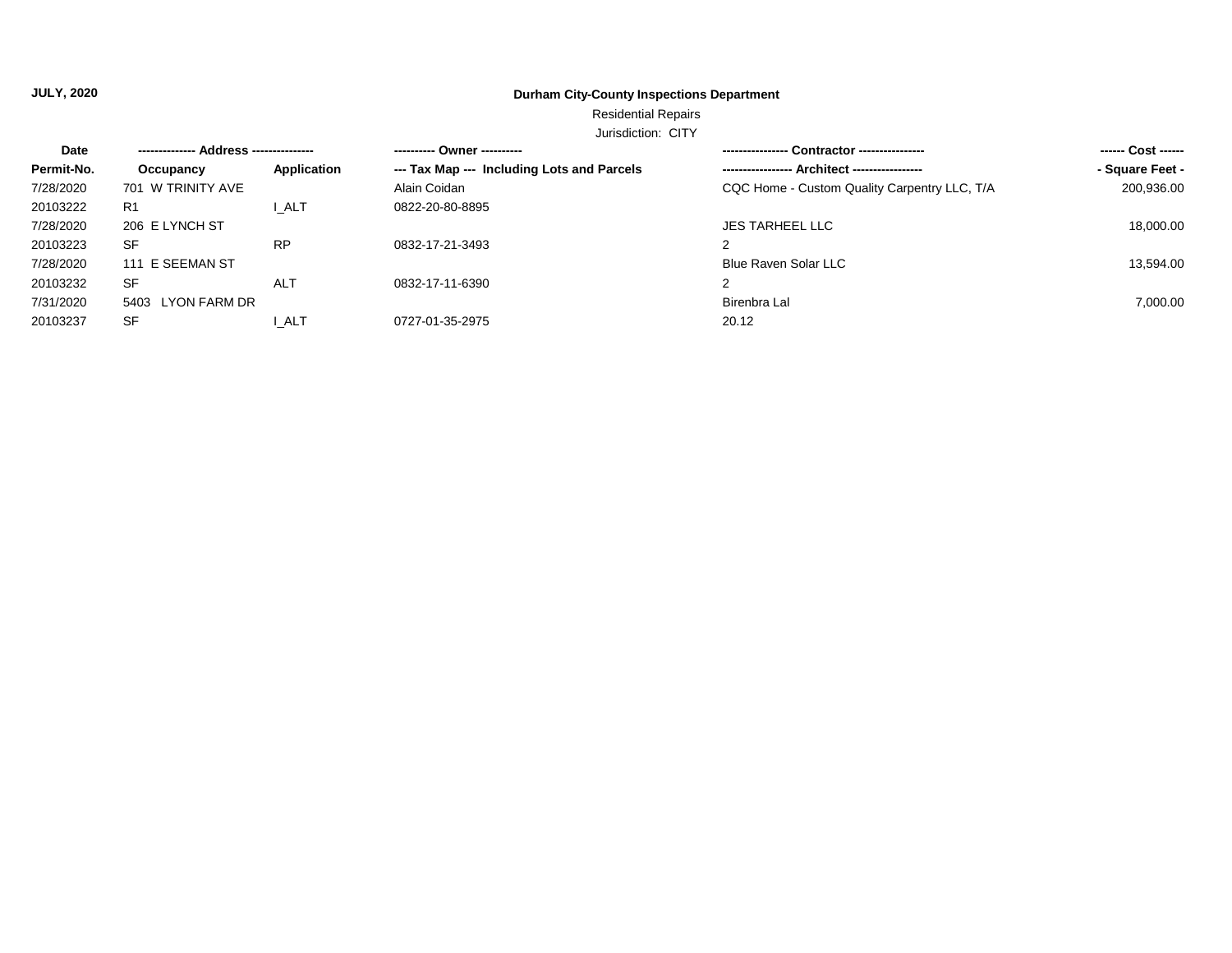**JULY, 2020**

**Durham City-County Inspections Department**

Residential Repairs

Jurisdiction: CITY

| Date / Permit-No. | Address / Occupancy | Application | Owner / Tax Map --- Including Lots and Parcels | Contractor / Architect | Cost / Square Feet |
|---|---|---|---|---|---|
| 7/28/2020 | 701 W TRINITY AVE | | Alain Coidan | CQC Home - Custom Quality Carpentry LLC, T/A | 200,936.00 |
| 20103222 | R1 | I_ALT | 0822-20-80-8895 | | |
| 7/28/2020 | 206 E LYNCH ST | | | JES TARHEEL LLC | 18,000.00 |
| 20103223 | SF | RP | 0832-17-21-3493 | 2 | |
| 7/28/2020 | 111 E SEEMAN ST | | | Blue Raven Solar LLC | 13,594.00 |
| 20103232 | SF | ALT | 0832-17-11-6390 | 2 | |
| 7/31/2020 | 5403 LYON FARM DR | | | Birenbra Lal | 7,000.00 |
| 20103237 | SF | I_ALT | 0727-01-35-2975 | 20.12 | |